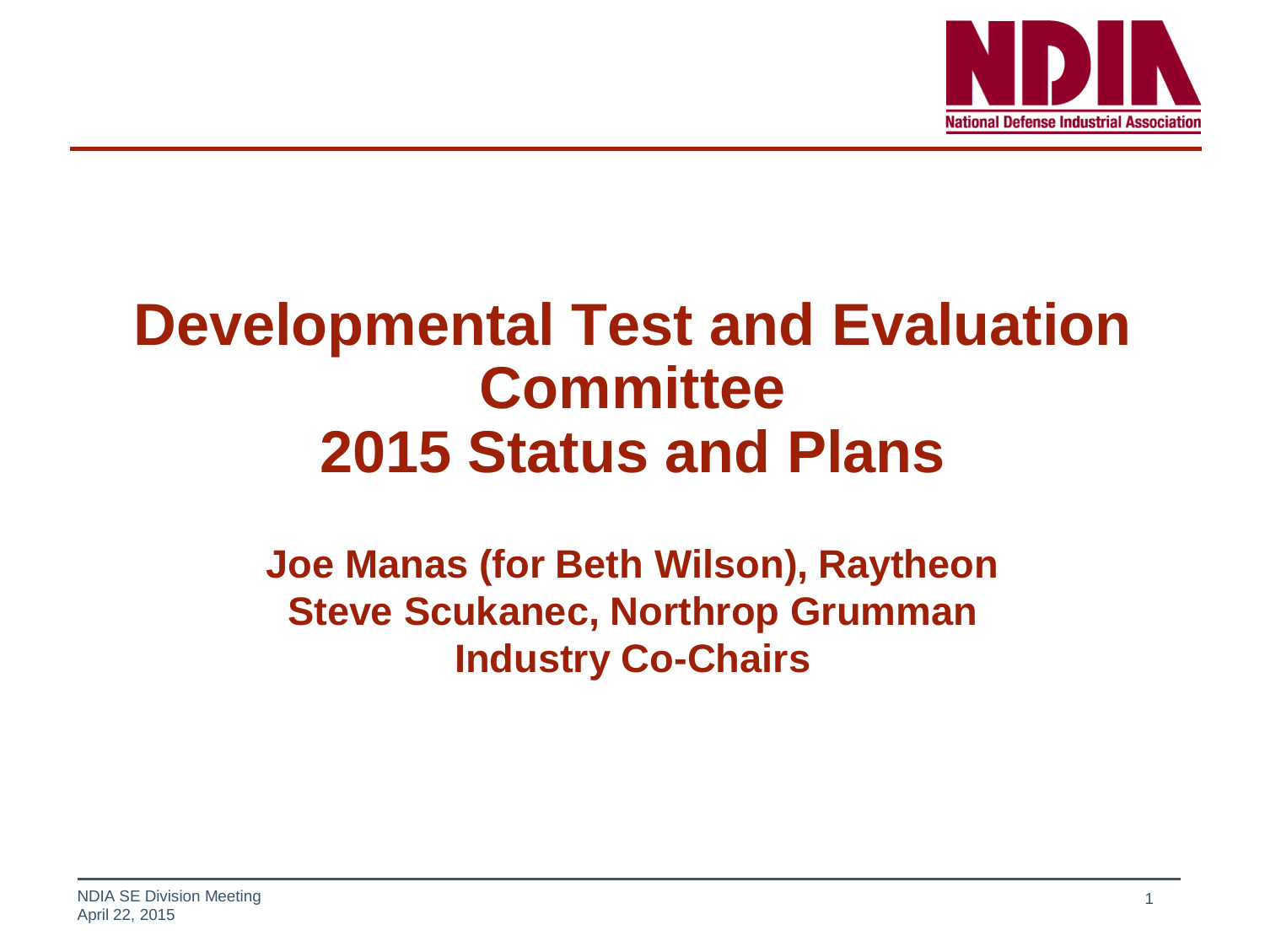# Developmental Test and Evaluation Committee 2015 Status and Plans

**Joe Manas (for Beth Wilson), Raytheon**
**Steve Scukanec, Northrop Grumman**
**Industry Co-Chairs**

NDIA SE Division Meeting
April 22, 2015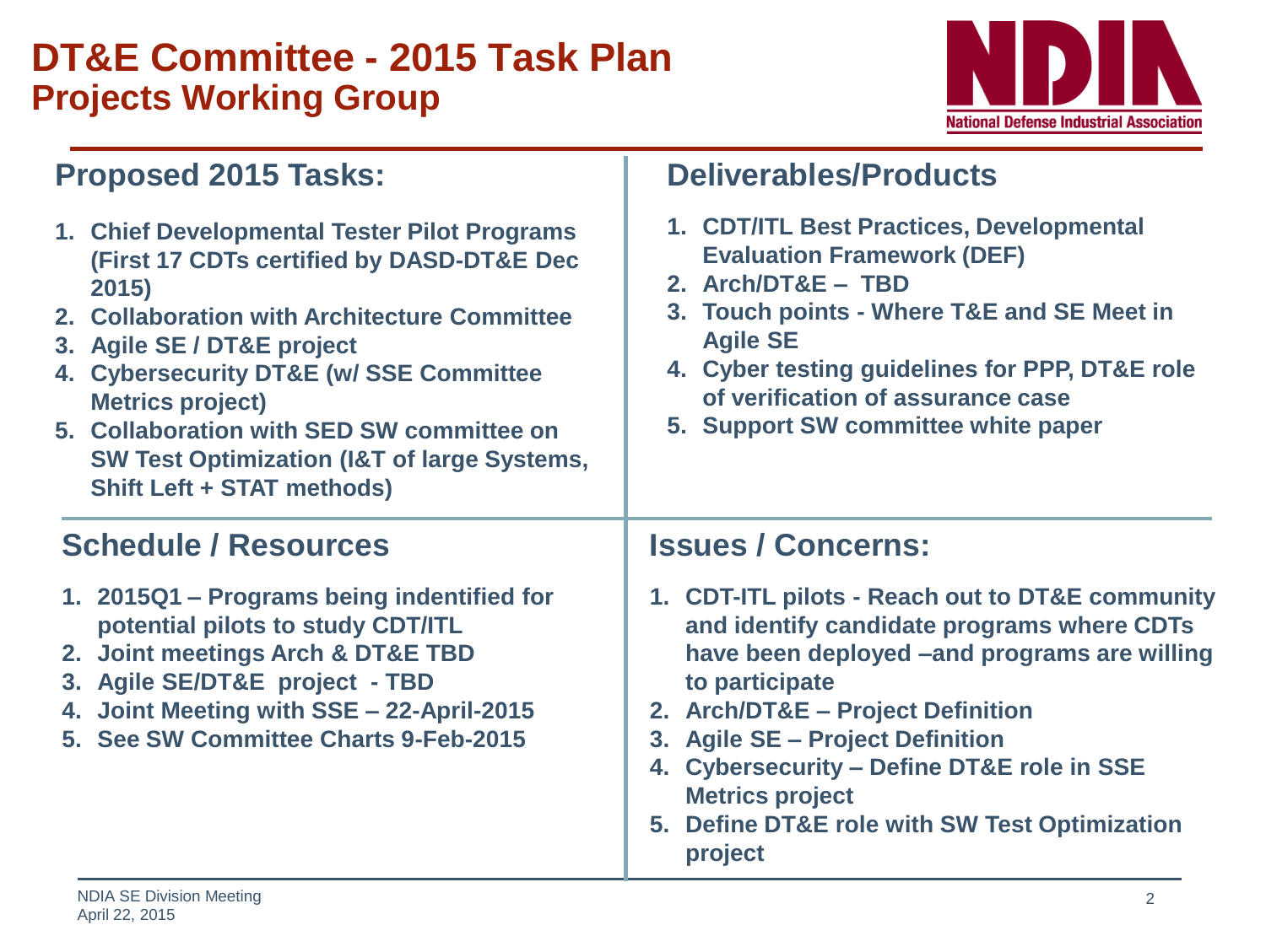# DT&E Committee - 2015 Task Plan

## Projects Working Group

### Proposed 2015 Tasks:

1. Chief Developmental Tester Pilot Programs (First 17 CDTs certified by DASD-DT&E Dec 2015)
2. Collaboration with Architecture Committee
3. Agile SE / DT&E project
4. Cybersecurity DT&E (w/ SSE Committee Metrics project)
5. Collaboration with SED SW committee on SW Test Optimization (I&T of large Systems, Shift Left + STAT methods)

### Deliverables/Products

1. CDT/ITL Best Practices, Developmental Evaluation Framework (DEF)
2. Arch/DT&E – TBD
3. Touch points - Where T&E and SE Meet in Agile SE
4. Cyber testing guidelines for PPP, DT&E role of verification of assurance case
5. Support SW committee white paper

### Schedule / Resources

1. 2015Q1 – Programs being indentified for potential pilots to study CDT/ITL
2. Joint meetings Arch & DT&E TBD
3. Agile SE/DT&E project - TBD
4. Joint Meeting with SSE – 22-April-2015
5. See SW Committee Charts 9-Feb-2015

### Issues / Concerns:

1. CDT-ITL pilots - Reach out to DT&E community and identify candidate programs where CDTs have been deployed –and programs are willing to participate
2. Arch/DT&E – Project Definition
3. Agile SE – Project Definition
4. Cybersecurity – Define DT&E role in SSE Metrics project
5. Define DT&E role with SW Test Optimization project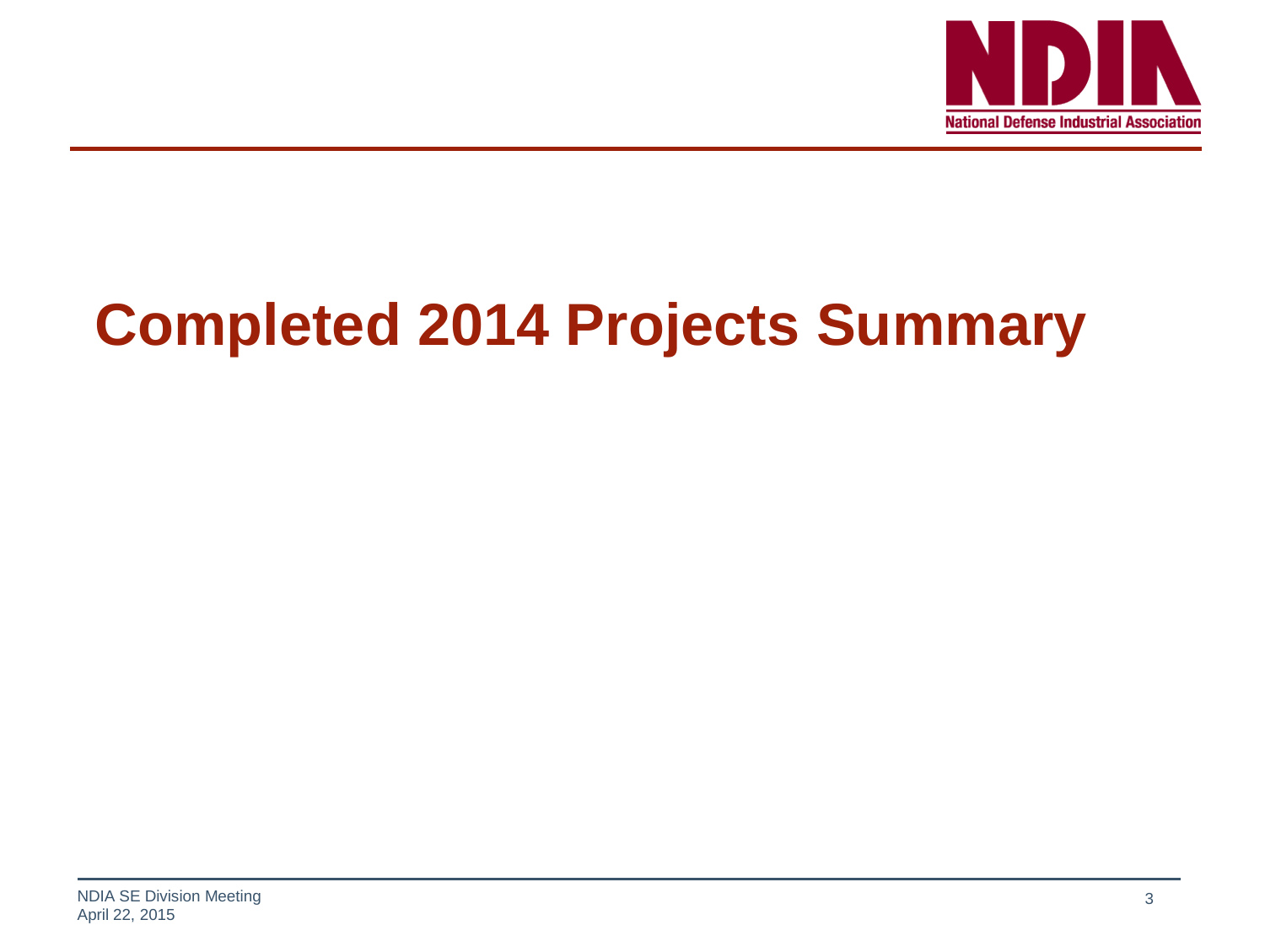# Completed 2014 Projects Summary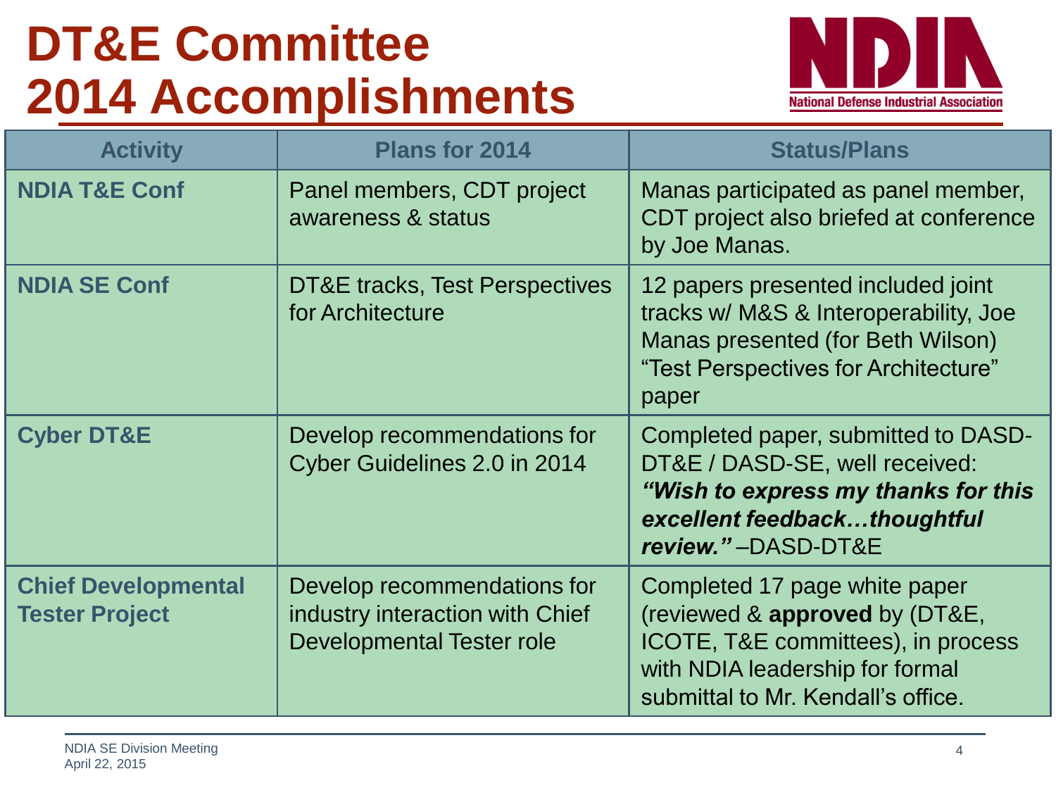# DT&E Committee 2014 Accomplishments

| Activity | Plans for 2014 | Status/Plans |
| --- | --- | --- |
| **NDIA T&E Conf** | Panel members, CDT project awareness & status | Manas participated as panel member, CDT project also briefed at conference by Joe Manas. |
| **NDIA SE Conf** | DT&E tracks, Test Perspectives for Architecture | 12 papers presented included joint tracks w/ M&S & Interoperability, Joe Manas presented (for Beth Wilson) "Test Perspectives for Architecture" paper |
| **Cyber DT&E** | Develop recommendations for Cyber Guidelines 2.0 in 2014 | Completed paper, submitted to DASD-DT&E / DASD-SE, well received: ***"Wish to express my thanks for this excellent feedback…thoughtful review."*** –DASD-DT&E |
| **Chief Developmental Tester Project** | Develop recommendations for industry interaction with Chief Developmental Tester role | Completed 17 page white paper (reviewed & **approved** by (DT&E, ICOTE, T&E committees), in process with NDIA leadership for formal submittal to Mr. Kendall's office. |

NDIA SE Division Meeting
April 22, 2015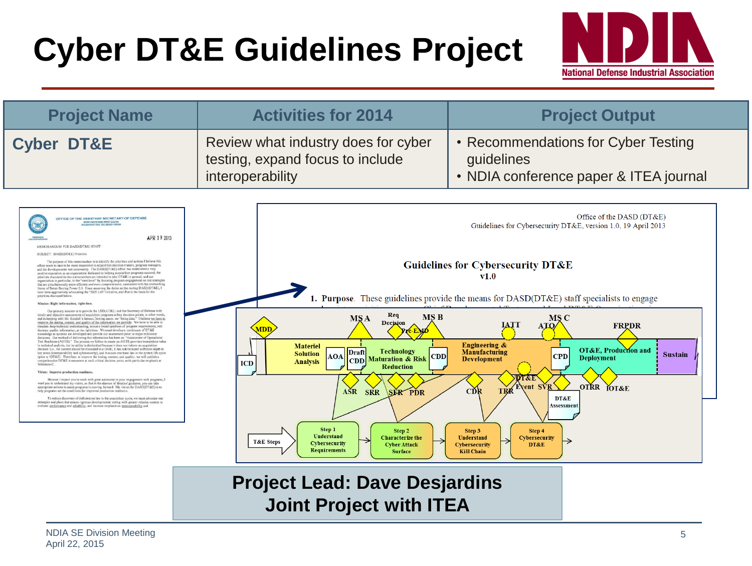# Cyber DT&E Guidelines Project

| Project Name | Activities for 2014 | Project Output |
| --- | --- | --- |
| Cyber DT&E | Review what industry does for cyber testing, expand focus to include interoperability | • Recommendations for Cyber Testing guidelines<br>• NDIA conference paper & ITEA journal |

Office of the DASD (DT&E)
Guidelines for Cybersecurity DT&E, version 1.0, 19 April 2013

**Guidelines for Cybersecurity DT&E**
**v1.0**

**1. Purpose**. These guidelines provide the means for DASD(DT&E) staff specialists to engage

**Project Lead: Dave Desjardins**
**Joint Project with ITEA**

NDIA SE Division Meeting
April 22, 2015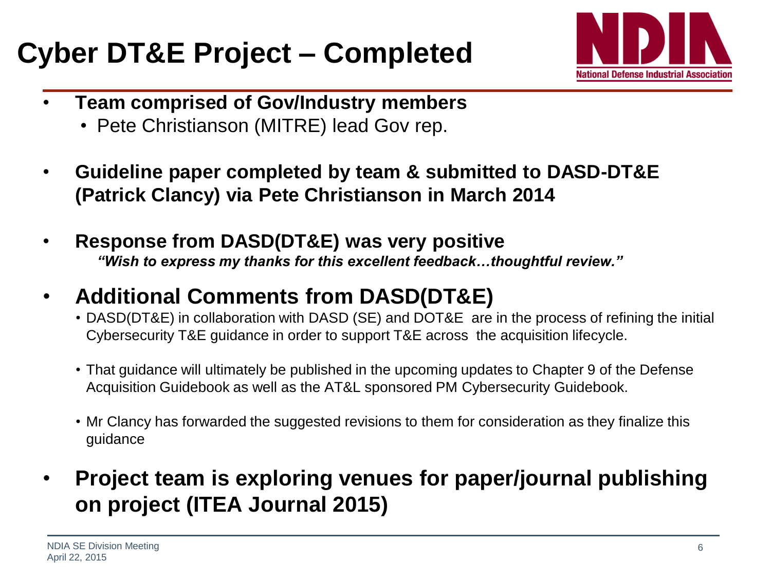# Cyber DT&E Project – Completed

- **Team comprised of Gov/Industry members**
  - Pete Christianson (MITRE) lead Gov rep.
- **Guideline paper completed by team & submitted to DASD-DT&E (Patrick Clancy) via Pete Christianson in March 2014**
- **Response from DASD(DT&E) was very positive**

  ***"Wish to express my thanks for this excellent feedback…thoughtful review."***

- **Additional Comments from DASD(DT&E)**
  - DASD(DT&E) in collaboration with DASD (SE) and DOT&E are in the process of refining the initial Cybersecurity T&E guidance in order to support T&E across the acquisition lifecycle.
  - That guidance will ultimately be published in the upcoming updates to Chapter 9 of the Defense Acquisition Guidebook as well as the AT&L sponsored PM Cybersecurity Guidebook.
  - Mr Clancy has forwarded the suggested revisions to them for consideration as they finalize this guidance
- **Project team is exploring venues for paper/journal publishing on project (ITEA Journal 2015)**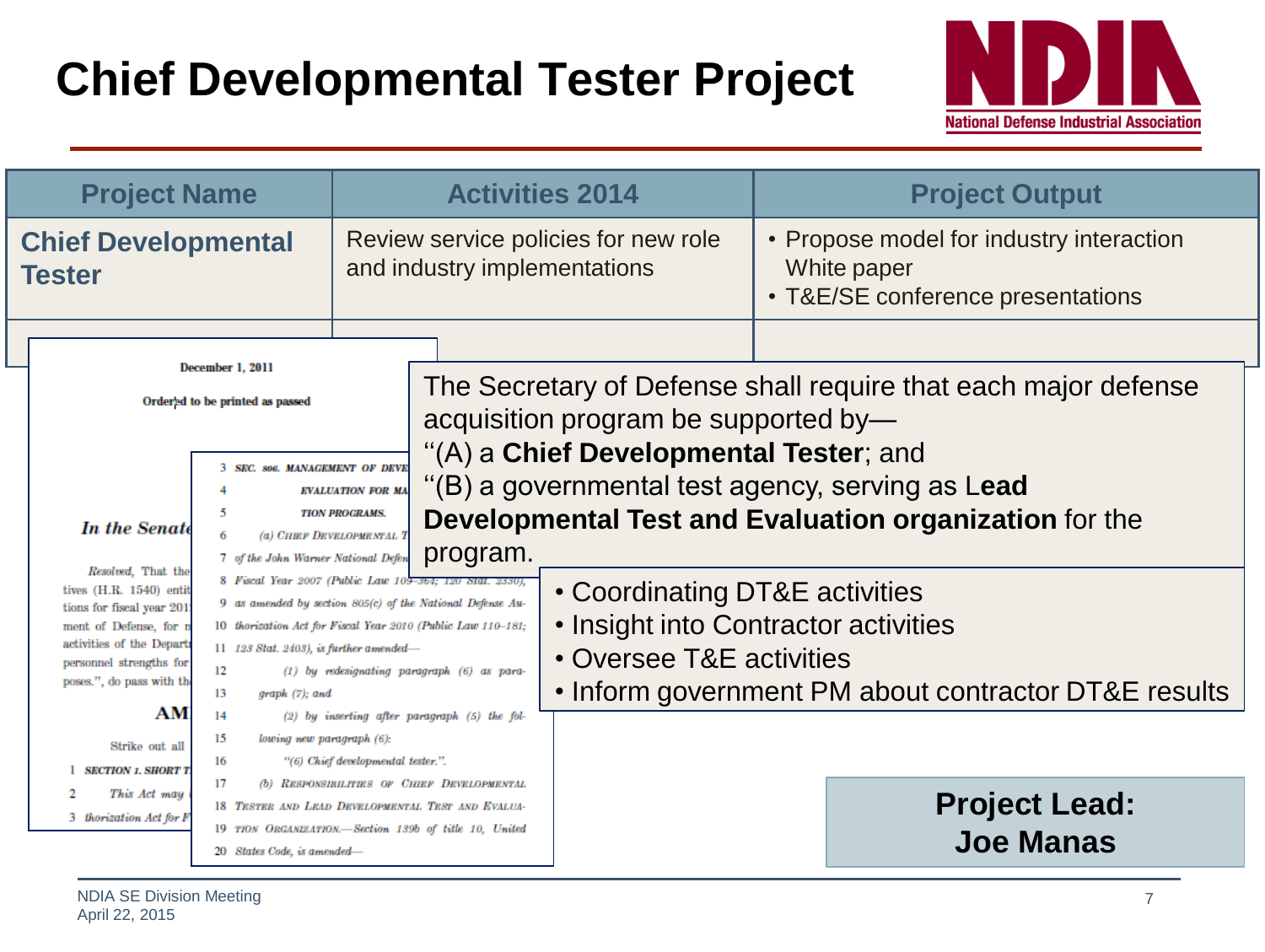# Chief Developmental Tester Project

| Project Name | Activities 2014 | Project Output |
| --- | --- | --- |
| **Chief Developmental Tester** | Review service policies for new role and industry implementations | • Propose model for industry interaction White paper<br>• T&E/SE conference presentations |

December 1, 2011

Ordered to be printed as passed

*In the Senate*

*Resolved*, That the ... tives (H.R. 1540) entit... tions for fiscal year 201... ment of Defense, for m... activities of the Depart... personnel strengths for... poses.", do pass with th...

**AM...**

Strike out all ...

1 SECTION 1. SHORT T...

2 This Act may ...

3 thorization Act for F...

3 SEC. 806. MANAGEMENT OF DEVE...

4 EVALUATION FOR MA...

5 TION PROGRAMS.

6 (a) CHIEF DEVELOPMENTAL T...

7 of the John Warner National Defen...

8 Fiscal Year 2007 (Public Law 109–364; 120 Stat. 2330),

9 as amended by section 805(c) of the National Defense Au-

10 thorization Act for Fiscal Year 2010 (Public Law 110–181;

11 123 Stat. 2403), is further amended—

12 (1) by redesignating paragraph (6) as para-

13 graph (7); and

14 (2) by inserting after paragraph (5) the fol-

15 lowing new paragraph (6):

16 "(6) Chief developmental tester.".

17 (b) RESPONSIBILITIES OF CHIEF DEVELOPMENTAL

18 TESTER AND LEAD DEVELOPMENTAL TEST AND EVALUA-

19 TION ORGANIZATION.—Section 139b of title 10, United

20 States Code, is amended—

The Secretary of Defense shall require that each major defense acquisition program be supported by—
"(A) a **Chief Developmental Tester**; and
"(B) a governmental test agency, serving as **Lead Developmental Test and Evaluation organization** for the program.

- Coordinating DT&E activities
- Insight into Contractor activities
- Oversee T&E activities
- Inform government PM about contractor DT&E results

**Project Lead:**
**Joe Manas**

NDIA SE Division Meeting
April 22, 2015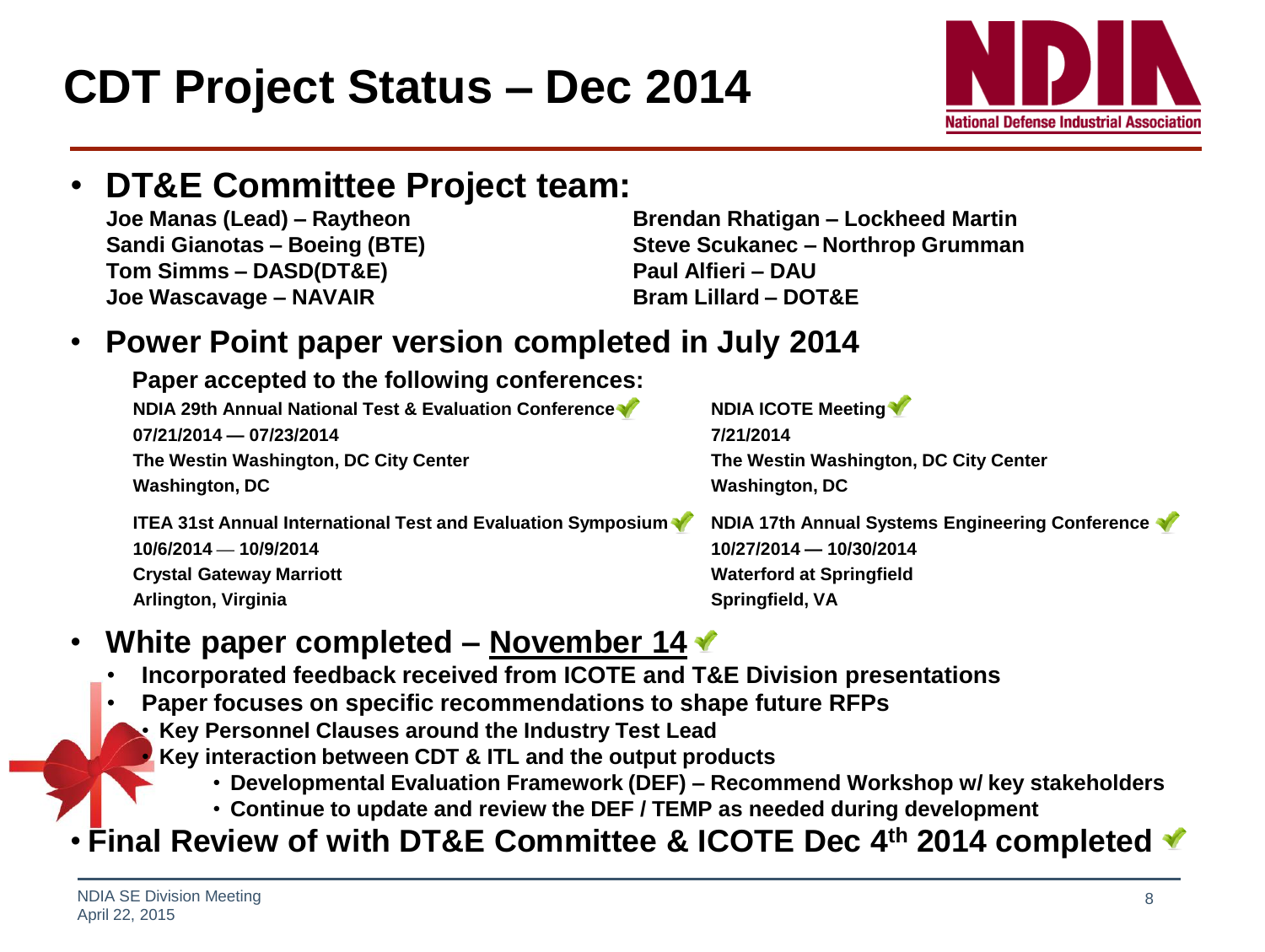# CDT Project Status – Dec 2014

- **DT&E Committee Project team:**

  **Joe Manas (Lead) – Raytheon**
  **Sandi Gianotas – Boeing (BTE)**
  **Tom Simms – DASD(DT&E)**
  **Joe Wascavage – NAVAIR**
  **Brendan Rhatigan – Lockheed Martin**
  **Steve Scukanec – Northrop Grumman**
  **Paul Alfieri – DAU**
  **Bram Lillard – DOT&E**

- **Power Point paper version completed in July 2014**

  **Paper accepted to the following conferences:**

  **NDIA 29th Annual National Test & Evaluation Conference** ✓
  **07/21/2014 — 07/23/2014**
  **The Westin Washington, DC City Center**
  **Washington, DC**

  **NDIA ICOTE Meeting** ✓
  **7/21/2014**
  **The Westin Washington, DC City Center**
  **Washington, DC**

  **ITEA 31st Annual International Test and Evaluation Symposium** ✓
  **10/6/2014 — 10/9/2014**
  **Crystal Gateway Marriott**
  **Arlington, Virginia**

  **NDIA 17th Annual Systems Engineering Conference** ✓
  **10/27/2014 — 10/30/2014**
  **Waterford at Springfield**
  **Springfield, VA**

- **White paper completed – November 14** ✓
  - **Incorporated feedback received from ICOTE and T&E Division presentations**
  - **Paper focuses on specific recommendations to shape future RFPs**
    - **Key Personnel Clauses around the Industry Test Lead**
    - **Key interaction between CDT & ITL and the output products**
      - **Developmental Evaluation Framework (DEF) – Recommend Workshop w/ key stakeholders**
      - **Continue to update and review the DEF / TEMP as needed during development**
- **Final Review of with DT&E Committee & ICOTE Dec 4th 2014 completed** ✓

NDIA SE Division Meeting
April 22, 2015